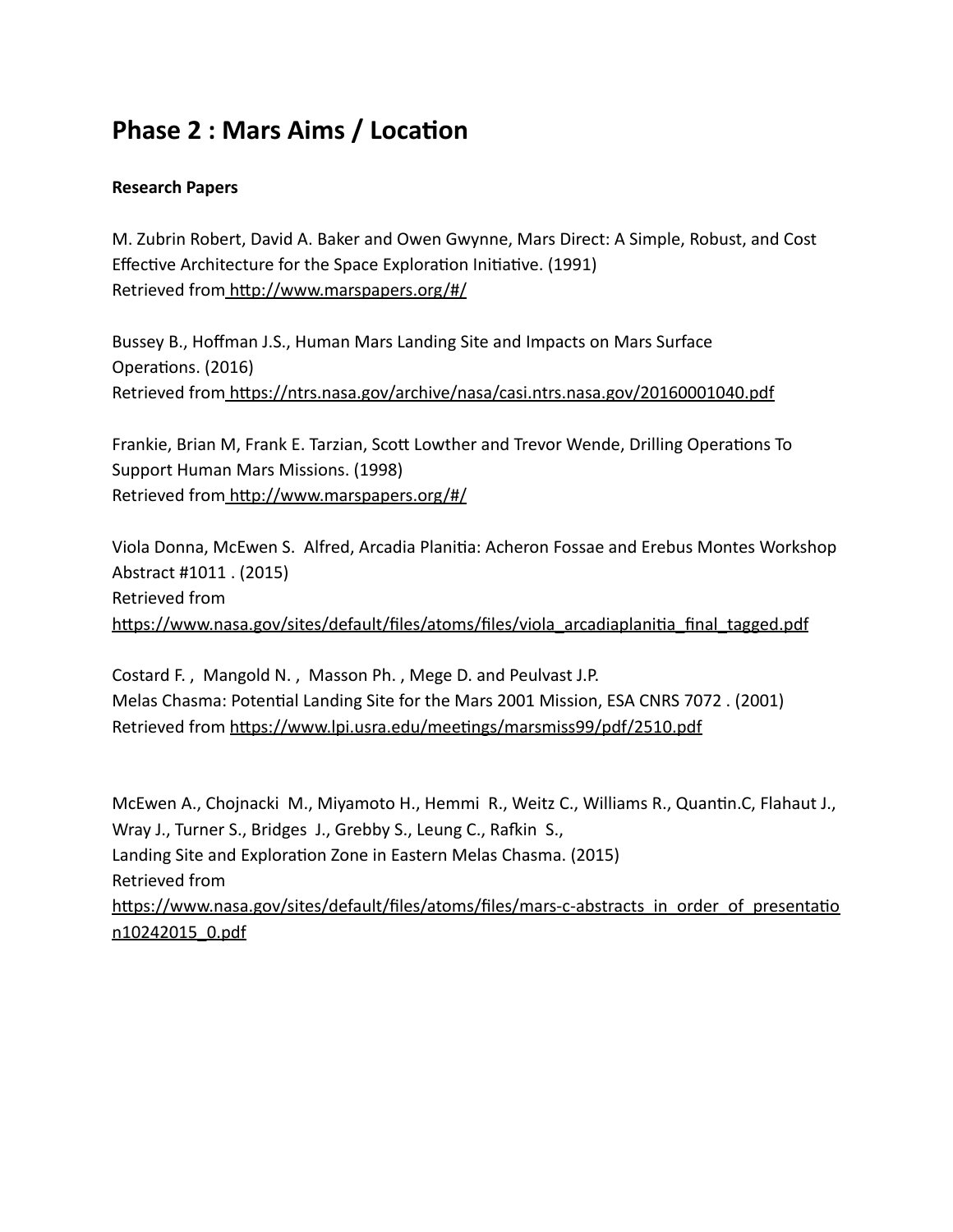# Phase 2 : Mars Aims / Location

**Research Papers**

M. Zubrin Robert, David A. Baker and Owen Gwynne, Mars Direct: A Simple, Robust, and Cost Effective Architecture for the Space Exploration Initiative. (1991)
Retrieved from http://www.marspapers.org/#/

Bussey B., Hoffman J.S., Human Mars Landing Site and Impacts on Mars Surface Operations. (2016)
Retrieved from https://ntrs.nasa.gov/archive/nasa/casi.ntrs.nasa.gov/20160001040.pdf

Frankie, Brian M, Frank E. Tarzian, Scott Lowther and Trevor Wende, Drilling Operations To Support Human Mars Missions. (1998)
Retrieved from http://www.marspapers.org/#/

Viola Donna, McEwen S. Alfred, Arcadia Planitia: Acheron Fossae and Erebus Montes Workshop Abstract #1011 . (2015)
Retrieved from
https://www.nasa.gov/sites/default/files/atoms/files/viola_arcadiaplanitia_final_tagged.pdf

Costard F. , Mangold N. , Masson Ph. , Mege D. and Peulvast J.P.
Melas Chasma: Potential Landing Site for the Mars 2001 Mission, ESA CNRS 7072 . (2001)
Retrieved from https://www.lpi.usra.edu/meetings/marsmiss99/pdf/2510.pdf

McEwen A., Chojnacki M., Miyamoto H., Hemmi R., Weitz C., Williams R., Quantin.C, Flahaut J., Wray J., Turner S., Bridges J., Grebby S., Leung C., Rafkin S.,
Landing Site and Exploration Zone in Eastern Melas Chasma. (2015)
Retrieved from
https://www.nasa.gov/sites/default/files/atoms/files/mars-c-abstracts_in_order_of_presentation10242015_0.pdf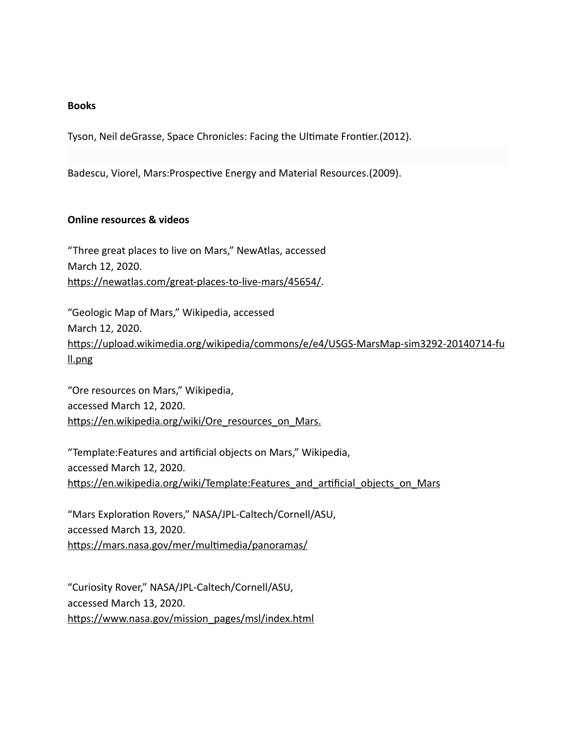**Books**

Tyson, Neil deGrasse, Space Chronicles: Facing the Ultimate Frontier.(2012).

Badescu, Viorel, Mars:Prospective Energy and Material Resources.(2009).

**Online resources & videos**

“Three great places to live on Mars,” NewAtlas, accessed
March 12, 2020.
https://newatlas.com/great-places-to-live-mars/45654/.

“Geologic Map of Mars,” Wikipedia, accessed
March 12, 2020.
https://upload.wikimedia.org/wikipedia/commons/e/e4/USGS-MarsMap-sim3292-20140714-full.png

“Ore resources on Mars,” Wikipedia,
accessed March 12, 2020.
https://en.wikipedia.org/wiki/Ore_resources_on_Mars.

“Template:Features and artificial objects on Mars,” Wikipedia,
accessed March 12, 2020.
https://en.wikipedia.org/wiki/Template:Features_and_artificial_objects_on_Mars

“Mars Exploration Rovers,” NASA/JPL-Caltech/Cornell/ASU,
accessed March 13, 2020.
https://mars.nasa.gov/mer/multimedia/panoramas/

“Curiosity Rover,” NASA/JPL-Caltech/Cornell/ASU,
accessed March 13, 2020.
https://www.nasa.gov/mission_pages/msl/index.html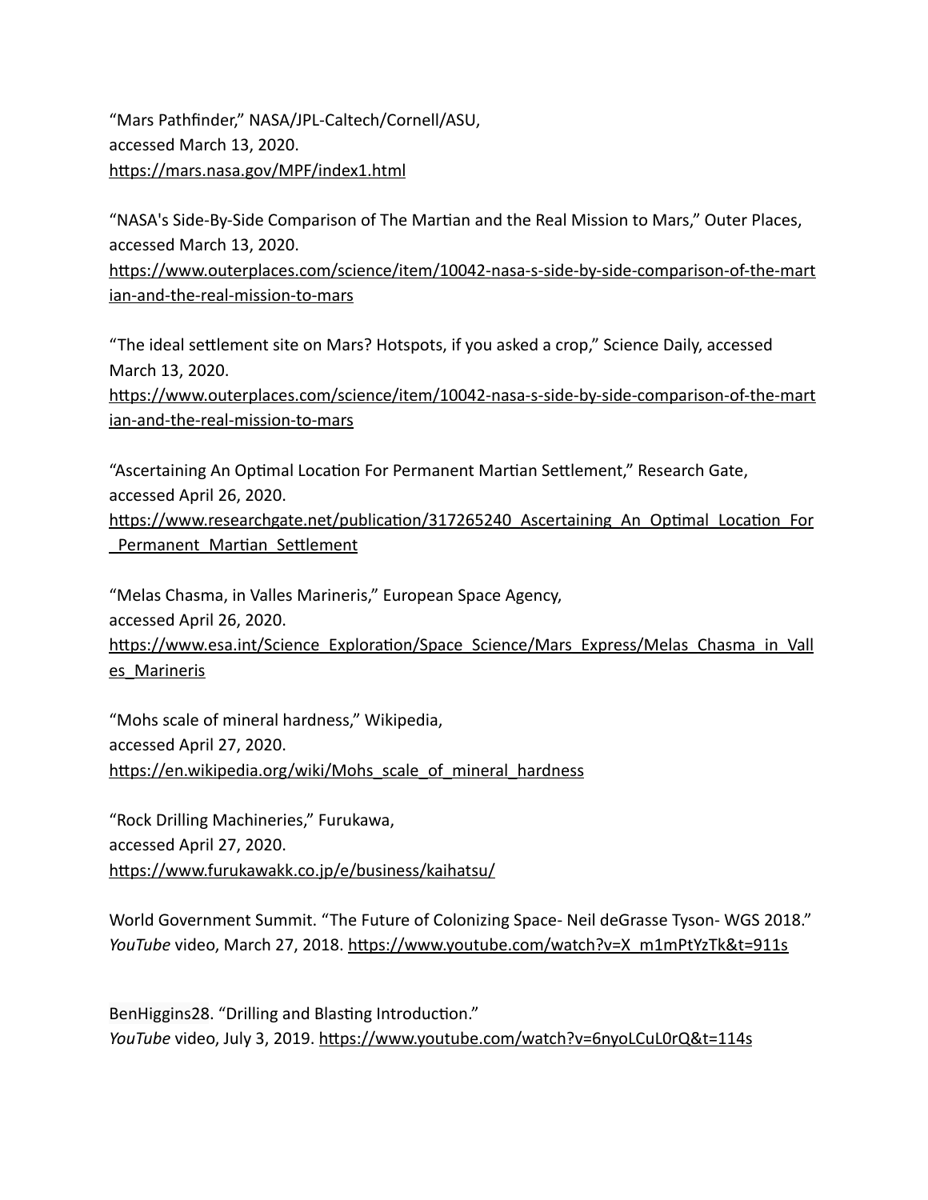"Mars Pathfinder," NASA/JPL-Caltech/Cornell/ASU,
accessed March 13, 2020.
https://mars.nasa.gov/MPF/index1.html

"NASA's Side-By-Side Comparison of The Martian and the Real Mission to Mars," Outer Places,
accessed March 13, 2020.
https://www.outerplaces.com/science/item/10042-nasa-s-side-by-side-comparison-of-the-martian-and-the-real-mission-to-mars

"The ideal settlement site on Mars? Hotspots, if you asked a crop," Science Daily, accessed March 13, 2020.
https://www.outerplaces.com/science/item/10042-nasa-s-side-by-side-comparison-of-the-martian-and-the-real-mission-to-mars

"Ascertaining An Optimal Location For Permanent Martian Settlement," Research Gate,
accessed April 26, 2020.
https://www.researchgate.net/publication/317265240_Ascertaining_An_Optimal_Location_For_Permanent_Martian_Settlement

"Melas Chasma, in Valles Marineris," European Space Agency,
accessed April 26, 2020.
https://www.esa.int/Science_Exploration/Space_Science/Mars_Express/Melas_Chasma_in_Valles_Marineris

"Mohs scale of mineral hardness," Wikipedia,
accessed April 27, 2020.
https://en.wikipedia.org/wiki/Mohs_scale_of_mineral_hardness

"Rock Drilling Machineries," Furukawa,
accessed April 27, 2020.
https://www.furukawakk.co.jp/e/business/kaihatsu/

World Government Summit. "The Future of Colonizing Space- Neil deGrasse Tyson- WGS 2018." *YouTube* video, March 27, 2018. https://www.youtube.com/watch?v=X_m1mPtYzTk&t=911s

BenHiggins28. "Drilling and Blasting Introduction."
*YouTube* video, July 3, 2019. https://www.youtube.com/watch?v=6nyoLCuL0rQ&t=114s